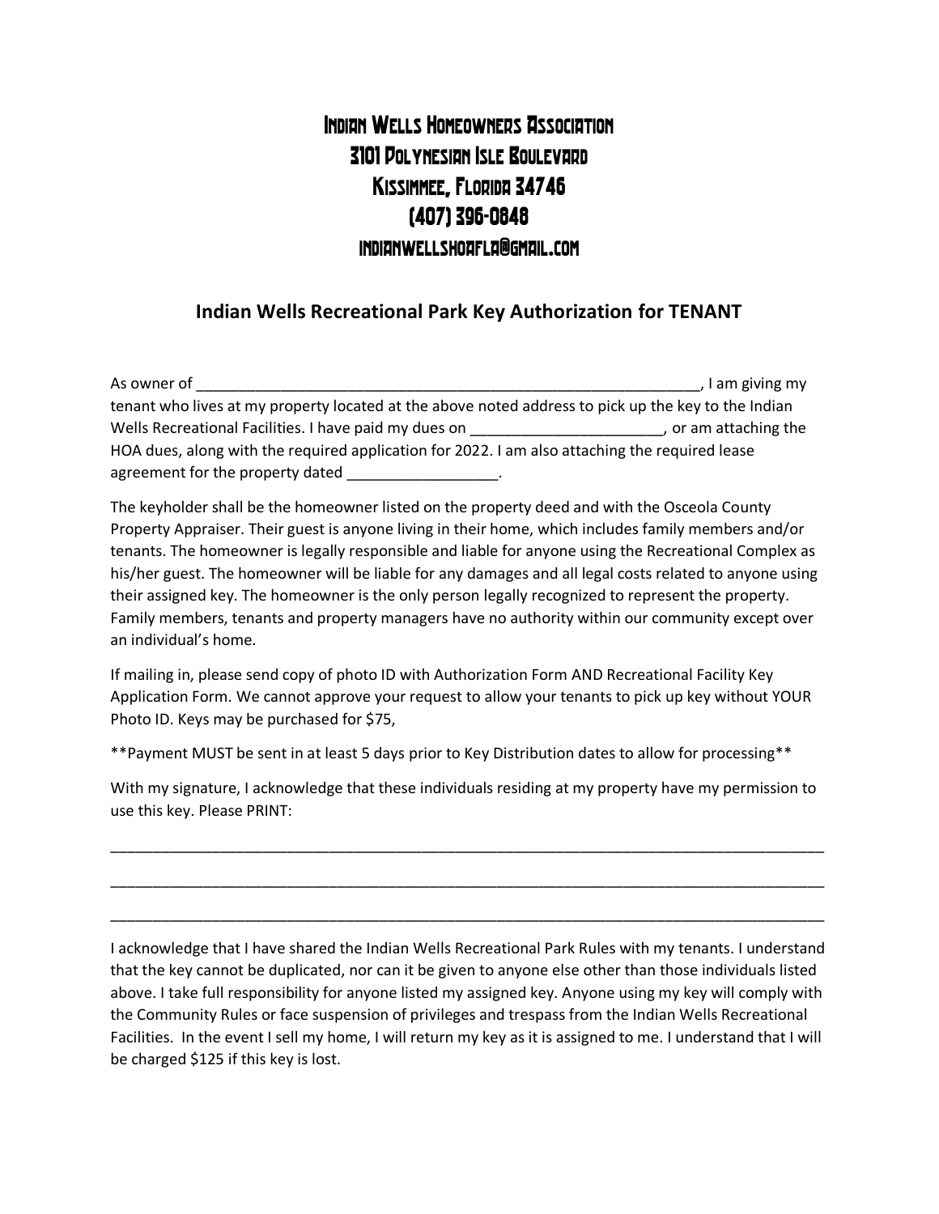# Indian Wells Homeowners Association
# 3101 Polynesian Isle Boulevard
# Kissimmee, Florida 34746
# (407) 396-0848
# indianwellshoafla@gmail.com

## Indian Wells Recreational Park Key Authorization for TENANT

As owner of ______________________________________________________________, I am giving my tenant who lives at my property located at the above noted address to pick up the key to the Indian Wells Recreational Facilities. I have paid my dues on ______________________, or am attaching the HOA dues, along with the required application for 2022. I am also attaching the required lease agreement for the property dated __________________.

The keyholder shall be the homeowner listed on the property deed and with the Osceola County Property Appraiser. Their guest is anyone living in their home, which includes family members and/or tenants. The homeowner is legally responsible and liable for anyone using the Recreational Complex as his/her guest. The homeowner will be liable for any damages and all legal costs related to anyone using their assigned key. The homeowner is the only person legally recognized to represent the property. Family members, tenants and property managers have no authority within our community except over an individual's home.

If mailing in, please send copy of photo ID with Authorization Form AND Recreational Facility Key Application Form. We cannot approve your request to allow your tenants to pick up key without YOUR Photo ID. Keys may be purchased for $75,

**Payment MUST be sent in at least 5 days prior to Key Distribution dates to allow for processing**

With my signature, I acknowledge that these individuals residing at my property have my permission to use this key. Please PRINT:

_____________________________________________________________________________________

_____________________________________________________________________________________

_____________________________________________________________________________________

I acknowledge that I have shared the Indian Wells Recreational Park Rules with my tenants. I understand that the key cannot be duplicated, nor can it be given to anyone else other than those individuals listed above. I take full responsibility for anyone listed my assigned key. Anyone using my key will comply with the Community Rules or face suspension of privileges and trespass from the Indian Wells Recreational Facilities. In the event I sell my home, I will return my key as it is assigned to me. I understand that I will be charged $125 if this key is lost.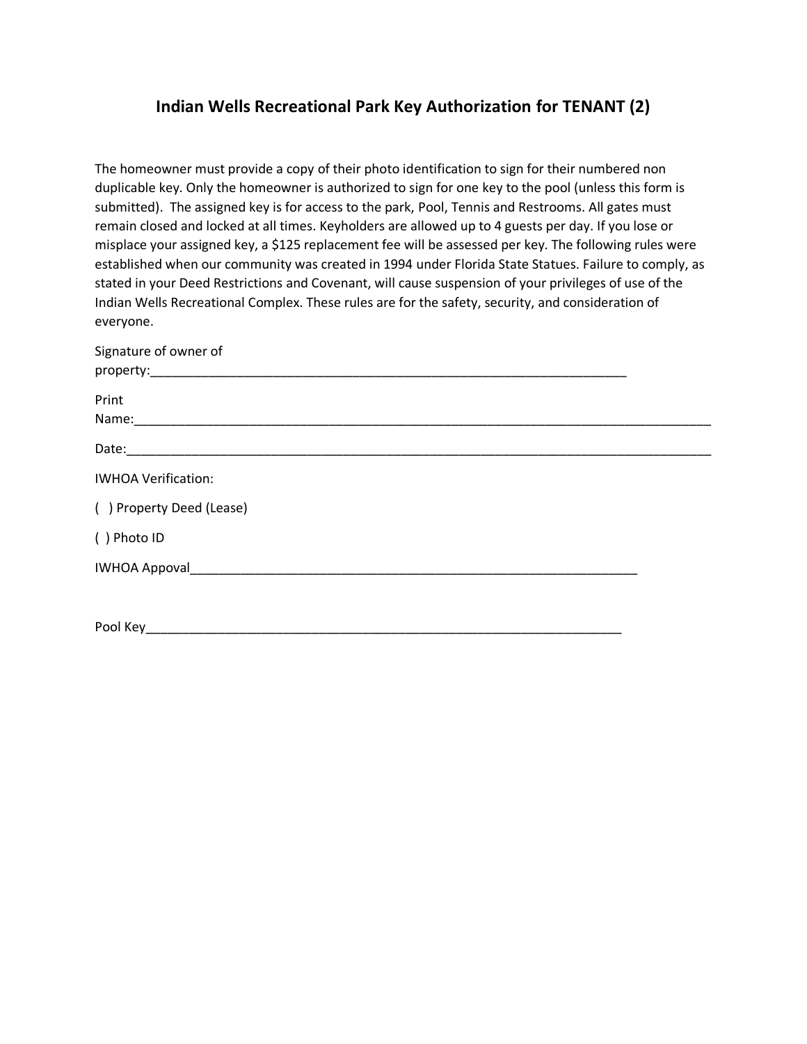## Indian Wells Recreational Park Key Authorization for TENANT (2)

The homeowner must provide a copy of their photo identification to sign for their numbered non duplicable key. Only the homeowner is authorized to sign for one key to the pool (unless this form is submitted). The assigned key is for access to the park, Pool, Tennis and Restrooms. All gates must remain closed and locked at all times. Keyholders are allowed up to 4 guests per day. If you lose or misplace your assigned key, a $125 replacement fee will be assessed per key. The following rules were established when our community was created in 1994 under Florida State Statues. Failure to comply, as stated in your Deed Restrictions and Covenant, will cause suspension of your privileges of use of the Indian Wells Recreational Complex. These rules are for the safety, security, and consideration of everyone.

Signature of owner of property:___________________________________________________________________

Print Name:_________________________________________________________________________________

Date:_____________________________________________________________________________________

IWHOA Verification:

( ) Property Deed (Lease)

( ) Photo ID

IWHOA Appoval___________________________________________________________________

Pool Key____________________________________________________________________